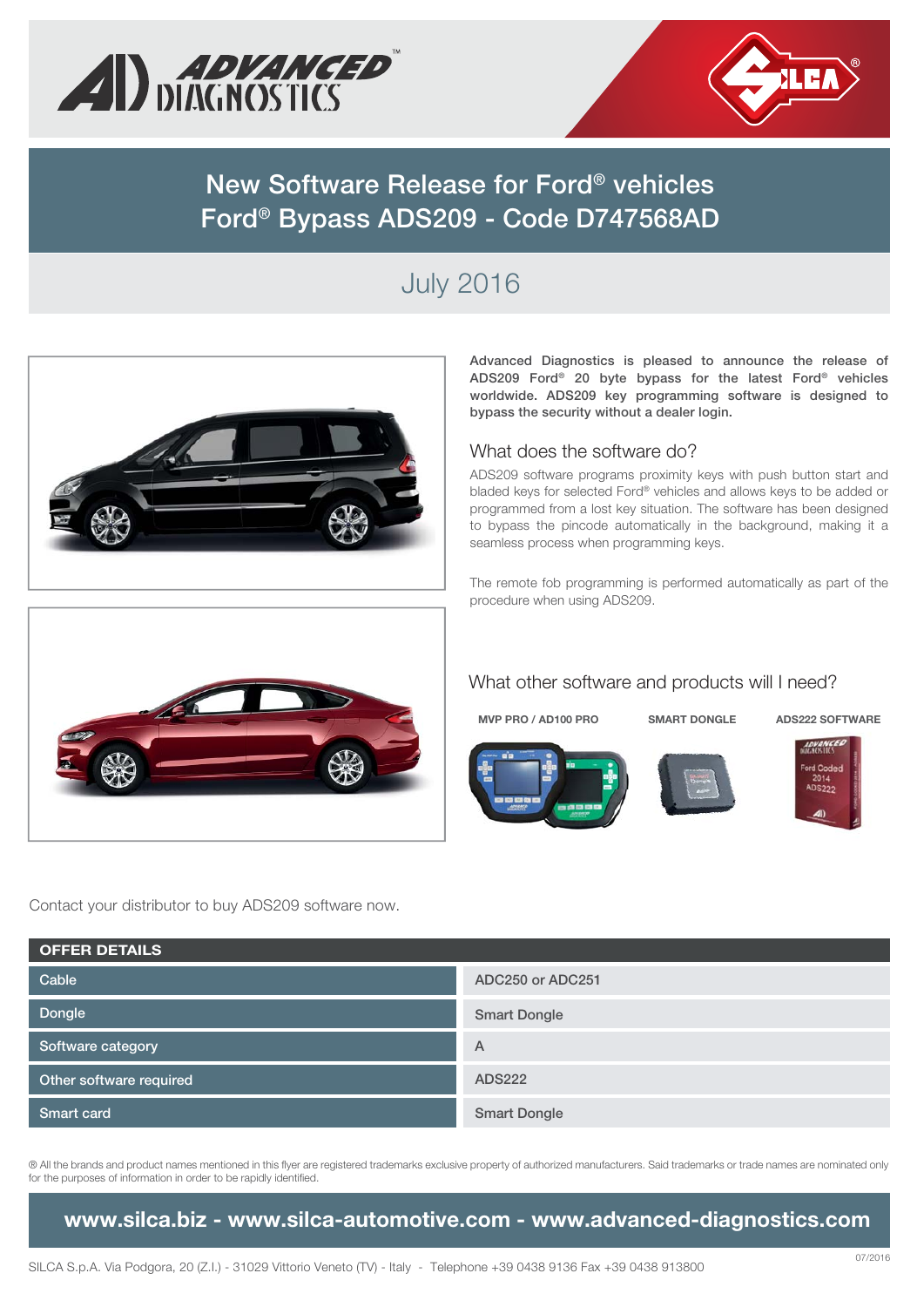# New Software Release for Ford® vehicles
# Ford® Bypass ADS209 - Code D747568AD

## July 2016

**Advanced Diagnostics is pleased to announce the release of ADS209 Ford® 20 byte bypass for the latest Ford® vehicles worldwide. ADS209 key programming software is designed to bypass the security without a dealer login.**

### What does the software do?

ADS209 software programs proximity keys with push button start and bladed keys for selected Ford® vehicles and allows keys to be added or programmed from a lost key situation. The software has been designed to bypass the pincode automatically in the background, making it a seamless process when programming keys.

The remote fob programming is performed automatically as part of the procedure when using ADS209.

### What other software and products will I need?

**MVP PRO / AD100 PRO** | **SMART DONGLE** | **ADS222 SOFTWARE**

Contact your distributor to buy ADS209 software now.

| OFFER DETAILS | |
|---|---|
| Cable | ADC250 or ADC251 |
| Dongle | Smart Dongle |
| Software category | A |
| Other software required | ADS222 |
| Smart card | Smart Dongle |

® All the brands and product names mentioned in this flyer are registered trademarks exclusive property of authorized manufacturers. Said trademarks or trade names are nominated only for the purposes of information in order to be rapidly identified.

**www.silca.biz - www.silca-automotive.com - www.advanced-diagnostics.com**

SILCA S.p.A. Via Podgora, 20 (Z.I.) - 31029 Vittorio Veneto (TV) - Italy - Telephone +39 0438 9136 Fax +39 0438 913800

07/2016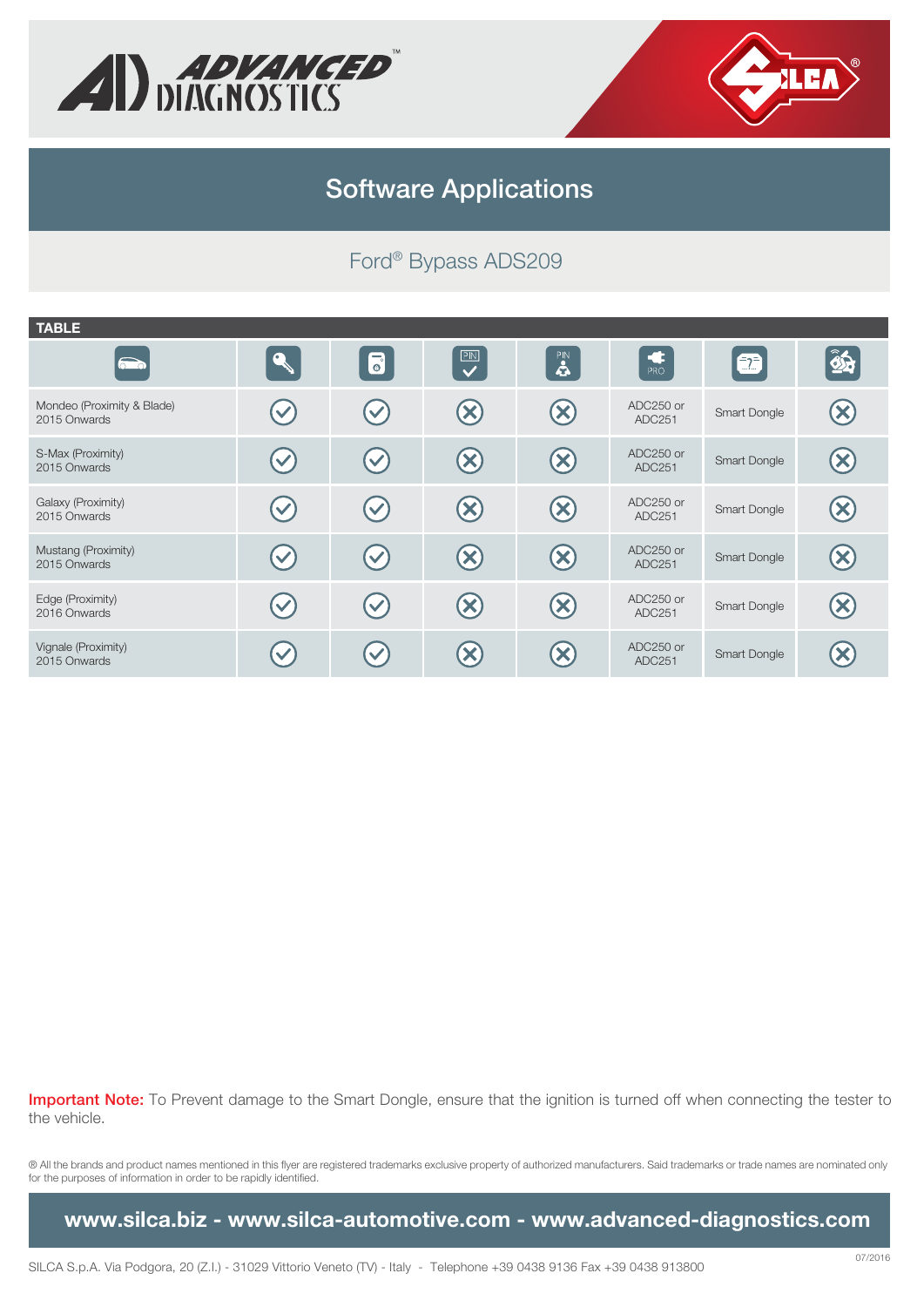## Software Applications

### Ford® Bypass ADS209

**TABLE**

| | | | | | | | |
|---|---|---|---|---|---|---|---|
| Mondeo (Proximity & Blade) 2015 Onwards | ✓ | ✓ | ✗ | ✗ | ADC250 or ADC251 | Smart Dongle | ✗ |
| S-Max (Proximity) 2015 Onwards | ✓ | ✓ | ✗ | ✗ | ADC250 or ADC251 | Smart Dongle | ✗ |
| Galaxy (Proximity) 2015 Onwards | ✓ | ✓ | ✗ | ✗ | ADC250 or ADC251 | Smart Dongle | ✗ |
| Mustang (Proximity) 2015 Onwards | ✓ | ✓ | ✗ | ✗ | ADC250 or ADC251 | Smart Dongle | ✗ |
| Edge (Proximity) 2016 Onwards | ✓ | ✓ | ✗ | ✗ | ADC250 or ADC251 | Smart Dongle | ✗ |
| Vignale (Proximity) 2015 Onwards | ✓ | ✓ | ✗ | ✗ | ADC250 or ADC251 | Smart Dongle | ✗ |

**Important Note:** To Prevent damage to the Smart Dongle, ensure that the ignition is turned off when connecting the tester to the vehicle.

® All the brands and product names mentioned in this flyer are registered trademarks exclusive property of authorized manufacturers. Said trademarks or trade names are nominated only for the purposes of information in order to be rapidly identified.

**www.silca.biz - www.silca-automotive.com - www.advanced-diagnostics.com**

SILCA S.p.A. Via Podgora, 20 (Z.I.) - 31029 Vittorio Veneto (TV) - Italy - Telephone +39 0438 9136 Fax +39 0438 913800

07/2016